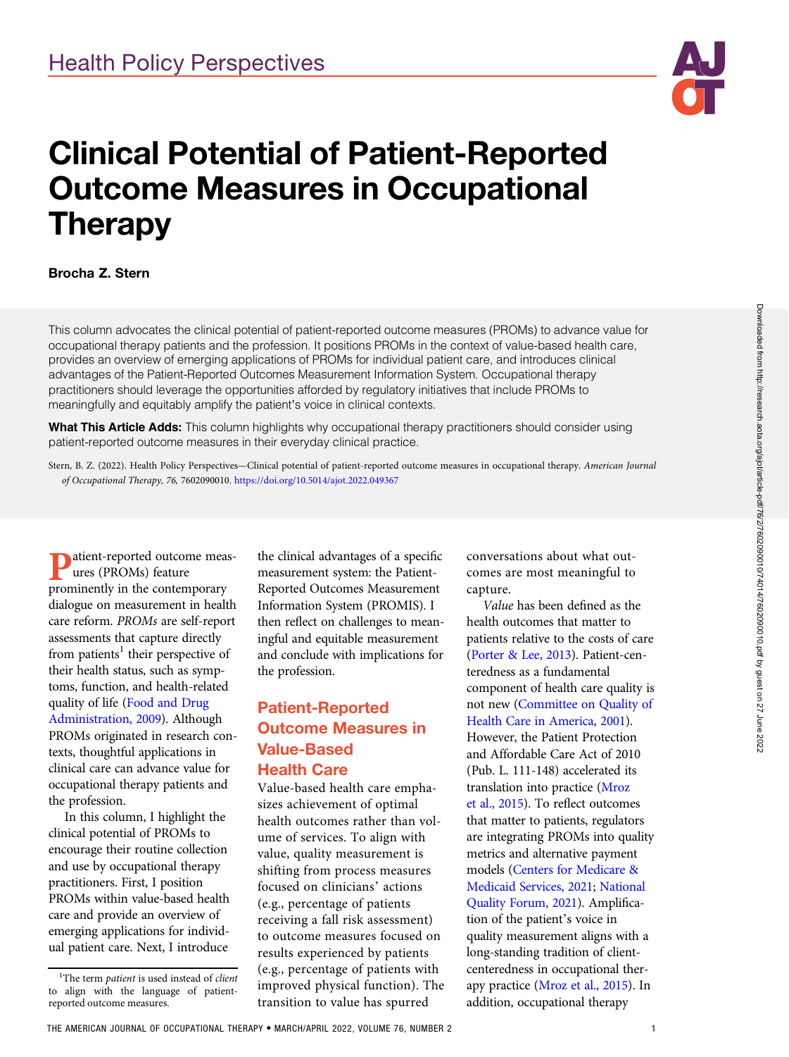Health Policy Perspectives

# Clinical Potential of Patient-Reported Outcome Measures in Occupational Therapy

**Brocha Z. Stern**

This column advocates the clinical potential of patient-reported outcome measures (PROMs) to advance value for occupational therapy patients and the profession. It positions PROMs in the context of value-based health care, provides an overview of emerging applications of PROMs for individual patient care, and introduces clinical advantages of the Patient-Reported Outcomes Measurement Information System. Occupational therapy practitioners should leverage the opportunities afforded by regulatory initiatives that include PROMs to meaningfully and equitably amplify the patient's voice in clinical contexts.

**What This Article Adds:** This column highlights why occupational therapy practitioners should consider using patient-reported outcome measures in their everyday clinical practice.

Stern, B. Z. (2022). Health Policy Perspectives—Clinical potential of patient-reported outcome measures in occupational therapy. *American Journal of Occupational Therapy, 76,* 7602090010. https://doi.org/10.5014/ajot.2022.049367

Patient-reported outcome measures (PROMs) feature prominently in the contemporary dialogue on measurement in health care reform. *PROMs* are self-report assessments that capture directly from patients[1] their perspective of their health status, such as symptoms, function, and health-related quality of life (Food and Drug Administration, 2009). Although PROMs originated in research contexts, thoughtful applications in clinical care can advance value for occupational therapy patients and the profession.

In this column, I highlight the clinical potential of PROMs to encourage their routine collection and use by occupational therapy practitioners. First, I position PROMs within value-based health care and provide an overview of emerging applications for individual patient care. Next, I introduce the clinical advantages of a specific measurement system: the Patient-Reported Outcomes Measurement Information System (PROMIS). I then reflect on challenges to meaningful and equitable measurement and conclude with implications for the profession.

## Patient-Reported Outcome Measures in Value-Based Health Care

Value-based health care emphasizes achievement of optimal health outcomes rather than volume of services. To align with value, quality measurement is shifting from process measures focused on clinicians' actions (e.g., percentage of patients receiving a fall risk assessment) to outcome measures focused on results experienced by patients (e.g., percentage of patients with improved physical function). The transition to value has spurred conversations about what outcomes are most meaningful to capture.

*Value* has been defined as the health outcomes that matter to patients relative to the costs of care (Porter & Lee, 2013). Patient-centeredness as a fundamental component of health care quality is not new (Committee on Quality of Health Care in America, 2001). However, the Patient Protection and Affordable Care Act of 2010 (Pub. L. 111-148) accelerated its translation into practice (Mroz et al., 2015). To reflect outcomes that matter to patients, regulators are integrating PROMs into quality metrics and alternative payment models (Centers for Medicare & Medicaid Services, 2021; National Quality Forum, 2021). Amplification of the patient's voice in quality measurement aligns with a long-standing tradition of client-centeredness in occupational therapy practice (Mroz et al., 2015). In addition, occupational therapy

[1] The term *patient* is used instead of *client* to align with the language of patient-reported outcome measures.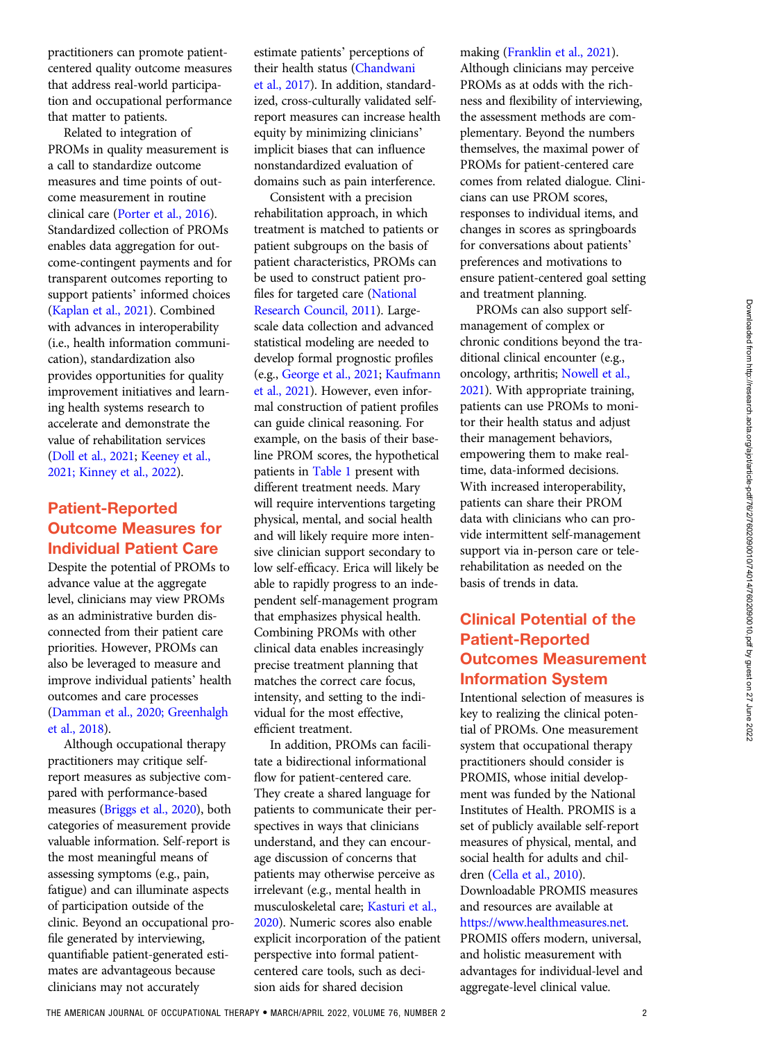practitioners can promote patient-centered quality outcome measures that address real-world participation and occupational performance that matter to patients.

Related to integration of PROMs in quality measurement is a call to standardize outcome measures and time points of outcome measurement in routine clinical care (Porter et al., 2016). Standardized collection of PROMs enables data aggregation for outcome-contingent payments and for transparent outcomes reporting to support patients' informed choices (Kaplan et al., 2021). Combined with advances in interoperability (i.e., health information communication), standardization also provides opportunities for quality improvement initiatives and learning health systems research to accelerate and demonstrate the value of rehabilitation services (Doll et al., 2021; Keeney et al., 2021; Kinney et al., 2022).

## Patient-Reported Outcome Measures for Individual Patient Care

Despite the potential of PROMs to advance value at the aggregate level, clinicians may view PROMs as an administrative burden disconnected from their patient care priorities. However, PROMs can also be leveraged to measure and improve individual patients' health outcomes and care processes (Damman et al., 2020; Greenhalgh et al., 2018).

Although occupational therapy practitioners may critique self-report measures as subjective compared with performance-based measures (Briggs et al., 2020), both categories of measurement provide valuable information. Self-report is the most meaningful means of assessing symptoms (e.g., pain, fatigue) and can illuminate aspects of participation outside of the clinic. Beyond an occupational profile generated by interviewing, quantifiable patient-generated estimates are advantageous because clinicians may not accurately estimate patients' perceptions of their health status (Chandwani et al., 2017). In addition, standardized, cross-culturally validated self-report measures can increase health equity by minimizing clinicians' implicit biases that can influence nonstandardized evaluation of domains such as pain interference.

Consistent with a precision rehabilitation approach, in which treatment is matched to patients or patient subgroups on the basis of patient characteristics, PROMs can be used to construct patient profiles for targeted care (National Research Council, 2011). Large-scale data collection and advanced statistical modeling are needed to develop formal prognostic profiles (e.g., George et al., 2021; Kaufmann et al., 2021). However, even informal construction of patient profiles can guide clinical reasoning. For example, on the basis of their baseline PROM scores, the hypothetical patients in Table 1 present with different treatment needs. Mary will require interventions targeting physical, mental, and social health and will likely require more intensive clinician support secondary to low self-efficacy. Erica will likely be able to rapidly progress to an independent self-management program that emphasizes physical health. Combining PROMs with other clinical data enables increasingly precise treatment planning that matches the correct care focus, intensity, and setting to the individual for the most effective, efficient treatment.

In addition, PROMs can facilitate a bidirectional informational flow for patient-centered care. They create a shared language for patients to communicate their perspectives in ways that clinicians understand, and they can encourage discussion of concerns that patients may otherwise perceive as irrelevant (e.g., mental health in musculoskeletal care; Kasturi et al., 2020). Numeric scores also enable explicit incorporation of the patient perspective into formal patient-centered care tools, such as decision aids for shared decision making (Franklin et al., 2021). Although clinicians may perceive PROMs as at odds with the richness and flexibility of interviewing, the assessment methods are complementary. Beyond the numbers themselves, the maximal power of PROMs for patient-centered care comes from related dialogue. Clinicians can use PROM scores, responses to individual items, and changes in scores as springboards for conversations about patients' preferences and motivations to ensure patient-centered goal setting and treatment planning.

PROMs can also support self-management of complex or chronic conditions beyond the traditional clinical encounter (e.g., oncology, arthritis; Nowell et al., 2021). With appropriate training, patients can use PROMs to monitor their health status and adjust their management behaviors, empowering them to make real-time, data-informed decisions. With increased interoperability, patients can share their PROM data with clinicians who can provide intermittent self-management support via in-person care or telerehabilitation as needed on the basis of trends in data.

## Clinical Potential of the Patient-Reported Outcomes Measurement Information System

Intentional selection of measures is key to realizing the clinical potential of PROMs. One measurement system that occupational therapy practitioners should consider is PROMIS, whose initial development was funded by the National Institutes of Health. PROMIS is a set of publicly available self-report measures of physical, mental, and social health for adults and children (Cella et al., 2010). Downloadable PROMIS measures and resources are available at https://www.healthmeasures.net. PROMIS offers modern, universal, and holistic measurement with advantages for individual-level and aggregate-level clinical value.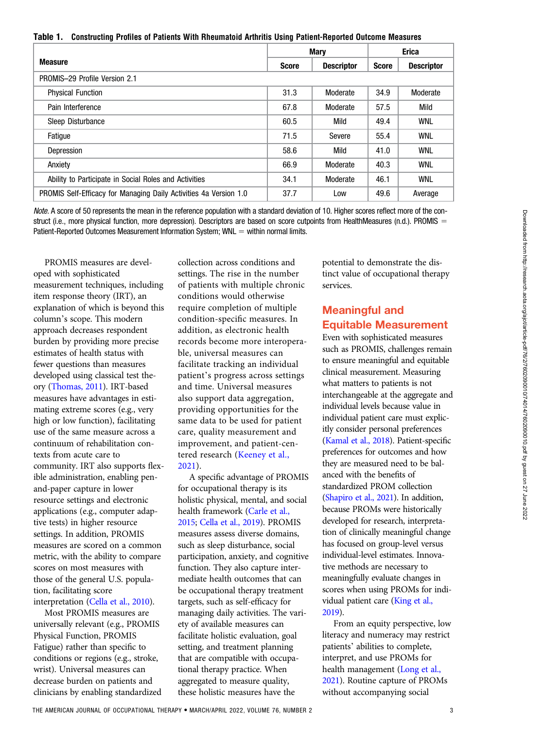**Table 1. Constructing Profiles of Patients With Rheumatoid Arthritis Using Patient-Reported Outcome Measures**

| Measure | Mary | | Erica | |
|---|---|---|---|---|
| | Score | Descriptor | Score | Descriptor |
| PROMIS–29 Profile Version 2.1 | | | | |
| Physical Function | 31.3 | Moderate | 34.9 | Moderate |
| Pain Interference | 67.8 | Moderate | 57.5 | Mild |
| Sleep Disturbance | 60.5 | Mild | 49.4 | WNL |
| Fatigue | 71.5 | Severe | 55.4 | WNL |
| Depression | 58.6 | Mild | 41.0 | WNL |
| Anxiety | 66.9 | Moderate | 40.3 | WNL |
| Ability to Participate in Social Roles and Activities | 34.1 | Moderate | 46.1 | WNL |
| PROMIS Self-Efficacy for Managing Daily Activities 4a Version 1.0 | 37.7 | Low | 49.6 | Average |

*Note.* A score of 50 represents the mean in the reference population with a standard deviation of 10. Higher scores reflect more of the construct (i.e., more physical function, more depression). Descriptors are based on score cutpoints from HealthMeasures (n.d.). PROMIS = Patient-Reported Outcomes Measurement Information System; WNL = within normal limits.

PROMIS measures are developed with sophisticated measurement techniques, including item response theory (IRT), an explanation of which is beyond this column's scope. This modern approach decreases respondent burden by providing more precise estimates of health status with fewer questions than measures developed using classical test theory (Thomas, 2011). IRT-based measures have advantages in estimating extreme scores (e.g., very high or low function), facilitating use of the same measure across a continuum of rehabilitation contexts from acute care to community. IRT also supports flexible administration, enabling pen-and-paper capture in lower resource settings and electronic applications (e.g., computer adaptive tests) in higher resource settings. In addition, PROMIS measures are scored on a common metric, with the ability to compare scores on most measures with those of the general U.S. population, facilitating score interpretation (Cella et al., 2010).

Most PROMIS measures are universally relevant (e.g., PROMIS Physical Function, PROMIS Fatigue) rather than specific to conditions or regions (e.g., stroke, wrist). Universal measures can decrease burden on patients and clinicians by enabling standardized collection across conditions and settings. The rise in the number of patients with multiple chronic conditions would otherwise require completion of multiple condition-specific measures. In addition, as electronic health records become more interoperable, universal measures can facilitate tracking an individual patient's progress across settings and time. Universal measures also support data aggregation, providing opportunities for the same data to be used for patient care, quality measurement and improvement, and patient-centered research (Keeney et al., 2021).

A specific advantage of PROMIS for occupational therapy is its holistic physical, mental, and social health framework (Carle et al., 2015; Cella et al., 2019). PROMIS measures assess diverse domains, such as sleep disturbance, social participation, anxiety, and cognitive function. They also capture intermediate health outcomes that can be occupational therapy treatment targets, such as self-efficacy for managing daily activities. The variety of available measures can facilitate holistic evaluation, goal setting, and treatment planning that are compatible with occupational therapy practice. When aggregated to measure quality, these holistic measures have the potential to demonstrate the distinct value of occupational therapy services.

## Meaningful and Equitable Measurement

Even with sophisticated measures such as PROMIS, challenges remain to ensure meaningful and equitable clinical measurement. Measuring what matters to patients is not interchangeable at the aggregate and individual levels because value in individual patient care must explicitly consider personal preferences (Kamal et al., 2018). Patient-specific preferences for outcomes and how they are measured need to be balanced with the benefits of standardized PROM collection (Shapiro et al., 2021). In addition, because PROMs were historically developed for research, interpretation of clinically meaningful change has focused on group-level versus individual-level estimates. Innovative methods are necessary to meaningfully evaluate changes in scores when using PROMs for individual patient care (King et al., 2019).

From an equity perspective, low literacy and numeracy may restrict patients' abilities to complete, interpret, and use PROMs for health management (Long et al., 2021). Routine capture of PROMs without accompanying social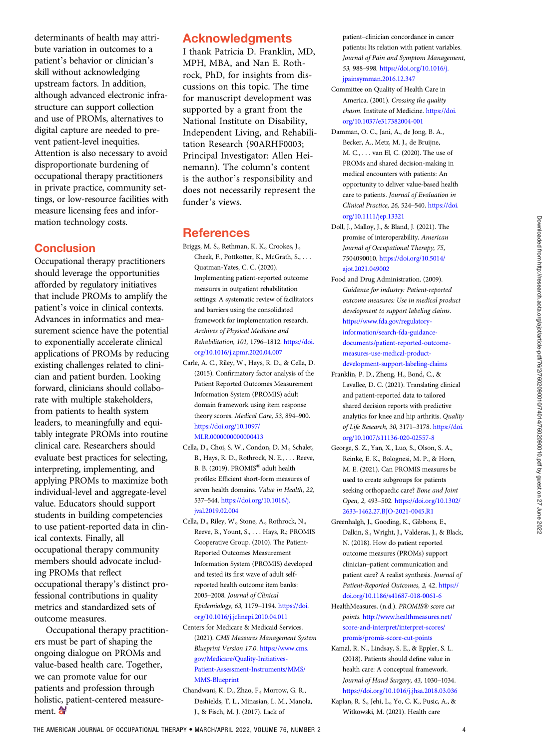determinants of health may attribute variation in outcomes to a patient's behavior or clinician's skill without acknowledging upstream factors. In addition, although advanced electronic infrastructure can support collection and use of PROMs, alternatives to digital capture are needed to prevent patient-level inequities. Attention is also necessary to avoid disproportionate burdening of occupational therapy practitioners in private practice, community settings, or low-resource facilities with measure licensing fees and information technology costs.

## Conclusion

Occupational therapy practitioners should leverage the opportunities afforded by regulatory initiatives that include PROMs to amplify the patient's voice in clinical contexts. Advances in informatics and measurement science have the potential to exponentially accelerate clinical applications of PROMs by reducing existing challenges related to clinician and patient burden. Looking forward, clinicians should collaborate with multiple stakeholders, from patients to health system leaders, to meaningfully and equitably integrate PROMs into routine clinical care. Researchers should evaluate best practices for selecting, interpreting, implementing, and applying PROMs to maximize both individual-level and aggregate-level value. Educators should support students in building competencies to use patient-reported data in clinical contexts. Finally, all occupational therapy community members should advocate including PROMs that reflect occupational therapy's distinct professional contributions in quality metrics and standardized sets of outcome measures.

Occupational therapy practitioners must be part of shaping the ongoing dialogue on PROMs and value-based health care. Together, we can promote value for our patients and profession through holistic, patient-centered measurement.

## Acknowledgments

I thank Patricia D. Franklin, MD, MPH, MBA, and Nan E. Rothrock, PhD, for insights from discussions on this topic. The time for manuscript development was supported by a grant from the National Institute on Disability, Independent Living, and Rehabilitation Research (90ARHF0003; Principal Investigator: Allen Heinemann). The column's content is the author's responsibility and does not necessarily represent the funder's views.

## References

Briggs, M. S., Rethman, K. K., Crookes, J., Cheek, F., Pottkotter, K., McGrath, S., . . . Quatman-Yates, C. C. (2020). Implementing patient-reported outcome measures in outpatient rehabilitation settings: A systematic review of facilitators and barriers using the consolidated framework for implementation research. *Archives of Physical Medicine and Rehabilitation, 101,* 1796–1812. https://doi.org/10.1016/j.apmr.2020.04.007

Carle, A. C., Riley, W., Hays, R. D., & Cella, D. (2015). Confirmatory factor analysis of the Patient Reported Outcomes Measurement Information System (PROMIS) adult domain framework using item response theory scores. *Medical Care, 53,* 894–900. https://doi.org/10.1097/MLR.0000000000000413

Cella, D., Choi, S. W., Condon, D. M., Schalet, B., Hays, R. D., Rothrock, N. E., . . . Reeve, B. B. (2019). PROMIS® adult health profiles: Efficient short-form measures of seven health domains. *Value in Health, 22,* 537–544. https://doi.org/10.1016/j.jval.2019.02.004

Cella, D., Riley, W., Stone, A., Rothrock, N., Reeve, B., Yount, S., . . . Hays, R.; PROMIS Cooperative Group. (2010). The Patient-Reported Outcomes Measurement Information System (PROMIS) developed and tested its first wave of adult self-reported health outcome item banks: 2005–2008. *Journal of Clinical Epidemiology, 63,* 1179–1194. https://doi.org/10.1016/j.jclinepi.2010.04.011

Centers for Medicare & Medicaid Services. (2021). *CMS Measures Management System Blueprint Version 17.0.* https://www.cms.gov/Medicare/Quality-Initiatives-Patient-Assessment-Instruments/MMS/MMS-Blueprint

Chandwani, K. D., Zhao, F., Morrow, G. R., Deshields, T. L., Minasian, L. M., Manola, J., & Fisch, M. J. (2017). Lack of patient–clinician concordance in cancer patients: Its relation with patient variables. *Journal of Pain and Symptom Management, 53,* 988–998. https://doi.org/10.1016/j.jpainsymman.2016.12.347

Committee on Quality of Health Care in America. (2001). *Crossing the quality chasm.* Institute of Medicine. https://doi.org/10.1037/e317382004-001

Damman, O. C., Jani, A., de Jong, B. A., Becker, A., Metz, M. J., de Bruijne, M. C., . . . van El, C. (2020). The use of PROMs and shared decision-making in medical encounters with patients: An opportunity to deliver value-based health care to patients. *Journal of Evaluation in Clinical Practice, 26,* 524–540. https://doi.org/10.1111/jep.13321

Doll, J., Malloy, J., & Bland, J. (2021). The promise of interoperability. *American Journal of Occupational Therapy, 75,* 7504090010. https://doi.org/10.5014/ajot.2021.049002

Food and Drug Administration. (2009). *Guidance for industry: Patient-reported outcome measures: Use in medical product development to support labeling claims.* https://www.fda.gov/regulatory-information/search-fda-guidance-documents/patient-reported-outcome-measures-use-medical-product-development-support-labeling-claims

Franklin, P. D., Zheng, H., Bond, C., & Lavallee, D. C. (2021). Translating clinical and patient-reported data to tailored shared decision reports with predictive analytics for knee and hip arthritis. *Quality of Life Research, 30,* 3171–3178. https://doi.org/10.1007/s11136-020-02557-8

George, S. Z., Yan, X., Luo, S., Olson, S. A., Reinke, E. K., Bolognesi, M. P., & Horn, M. E. (2021). Can PROMIS measures be used to create subgroups for patients seeking orthopaedic care? *Bone and Joint Open, 2,* 493–502. https://doi.org/10.1302/2633-1462.27.BJO-2021-0045.R1

Greenhalgh, J., Gooding, K., Gibbons, E., Dalkin, S., Wright, J., Valderas, J., & Black, N. (2018). How do patient reported outcome measures (PROMs) support clinician–patient communication and patient care? A realist synthesis. *Journal of Patient-Reported Outcomes, 2,* 42. https://doi.org/10.1186/s41687-018-0061-6

HealthMeasures. (n.d.). *PROMIS® score cut points.* http://www.healthmeasures.net/score-and-interpret/interpret-scores/promis/promis-score-cut-points

Kamal, R. N., Lindsay, S. E., & Eppler, S. L. (2018). Patients should define value in health care: A conceptual framework. *Journal of Hand Surgery, 43,* 1030–1034. https://doi.org/10.1016/j.jhsa.2018.03.036

Kaplan, R. S., Jehi, L., Yo, C. K., Pusic, A., & Witkowski, M. (2021). Health care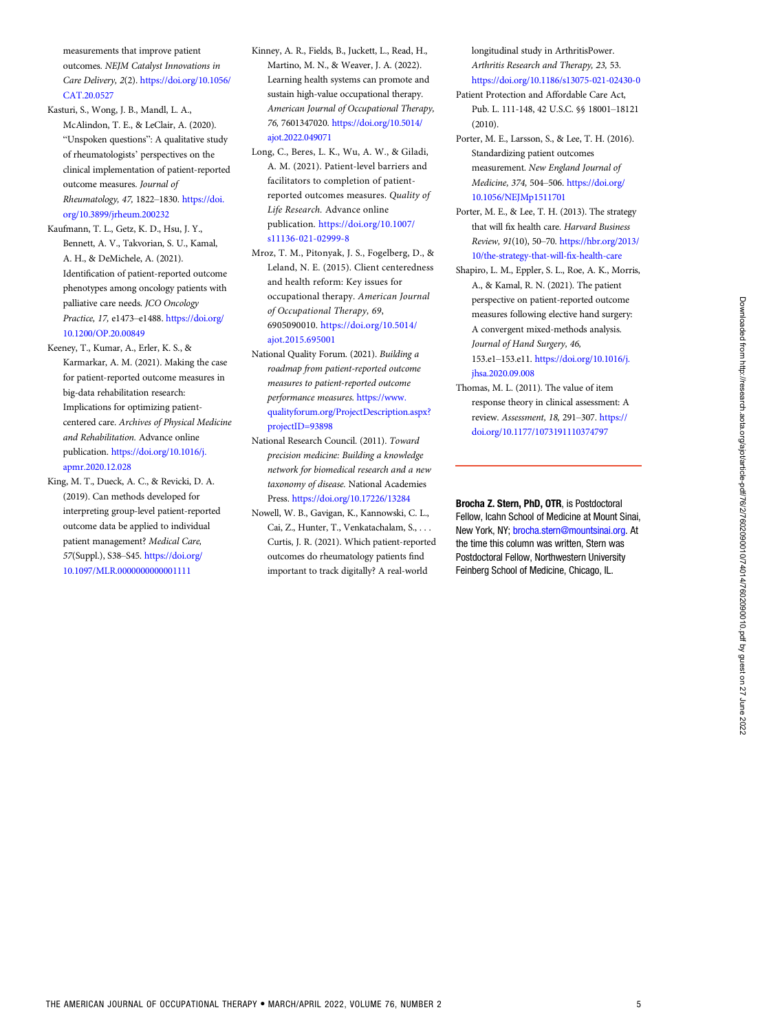measurements that improve patient outcomes. *NEJM Catalyst Innovations in Care Delivery, 2*(2). https://doi.org/10.1056/CAT.20.0527

Kasturi, S., Wong, J. B., Mandl, L. A., McAlindon, T. E., & LeClair, A. (2020). "Unspoken questions": A qualitative study of rheumatologists' perspectives on the clinical implementation of patient-reported outcome measures. *Journal of Rheumatology, 47,* 1822–1830. https://doi.org/10.3899/jrheum.200232

Kaufmann, T. L., Getz, K. D., Hsu, J. Y., Bennett, A. V., Takvorian, S. U., Kamal, A. H., & DeMichele, A. (2021). Identification of patient-reported outcome phenotypes among oncology patients with palliative care needs. *JCO Oncology Practice, 17,* e1473–e1488. https://doi.org/10.1200/OP.20.00849

Keeney, T., Kumar, A., Erler, K. S., & Karmarkar, A. M. (2021). Making the case for patient-reported outcome measures in big-data rehabilitation research: Implications for optimizing patient-centered care. *Archives of Physical Medicine and Rehabilitation.* Advance online publication. https://doi.org/10.1016/j.apmr.2020.12.028

King, M. T., Dueck, A. C., & Revicki, D. A. (2019). Can methods developed for interpreting group-level patient-reported outcome data be applied to individual patient management? *Medical Care, 57*(Suppl.), S38–S45. https://doi.org/10.1097/MLR.0000000000001111

Kinney, A. R., Fields, B., Juckett, L., Read, H., Martino, M. N., & Weaver, J. A. (2022). Learning health systems can promote and sustain high-value occupational therapy. *American Journal of Occupational Therapy, 76,* 7601347020. https://doi.org/10.5014/ajot.2022.049071

Long, C., Beres, L. K., Wu, A. W., & Giladi, A. M. (2021). Patient-level barriers and facilitators to completion of patient-reported outcomes measures. *Quality of Life Research.* Advance online publication. https://doi.org/10.1007/s11136-021-02999-8

Mroz, T. M., Pitonyak, J. S., Fogelberg, D., & Leland, N. E. (2015). Client centeredness and health reform: Key issues for occupational therapy. *American Journal of Occupational Therapy, 69,* 6905090010. https://doi.org/10.5014/ajot.2015.695001

National Quality Forum. (2021). *Building a roadmap from patient-reported outcome measures to patient-reported outcome performance measures.* https://www.qualityforum.org/ProjectDescription.aspx?projectID=93898

National Research Council. (2011). *Toward precision medicine: Building a knowledge network for biomedical research and a new taxonomy of disease.* National Academies Press. https://doi.org/10.17226/13284

Nowell, W. B., Gavigan, K., Kannowski, C. L., Cai, Z., Hunter, T., Venkatachalam, S., . . . Curtis, J. R. (2021). Which patient-reported outcomes do rheumatology patients find important to track digitally? A real-world longitudinal study in ArthritisPower. *Arthritis Research and Therapy, 23,* 53. https://doi.org/10.1186/s13075-021-02430-0

Patient Protection and Affordable Care Act, Pub. L. 111-148, 42 U.S.C. §§ 18001–18121 (2010).

Porter, M. E., Larsson, S., & Lee, T. H. (2016). Standardizing patient outcomes measurement. *New England Journal of Medicine, 374,* 504–506. https://doi.org/10.1056/NEJMp1511701

Porter, M. E., & Lee, T. H. (2013). The strategy that will fix health care. *Harvard Business Review, 91*(10), 50–70. https://hbr.org/2013/10/the-strategy-that-will-fix-health-care

Shapiro, L. M., Eppler, S. L., Roe, A. K., Morris, A., & Kamal, R. N. (2021). The patient perspective on patient-reported outcome measures following elective hand surgery: A convergent mixed-methods analysis. *Journal of Hand Surgery, 46,* 153.e1–153.e11. https://doi.org/10.1016/j.jhsa.2020.09.008

Thomas, M. L. (2011). The value of item response theory in clinical assessment: A review. *Assessment, 18,* 291–307. https://doi.org/10.1177/1073191110374797

---

**Brocha Z. Stern, PhD, OTR**, is Postdoctoral Fellow, Icahn School of Medicine at Mount Sinai, New York, NY; brocha.stern@mountsinai.org. At the time this column was written, Stern was Postdoctoral Fellow, Northwestern University Feinberg School of Medicine, Chicago, IL.